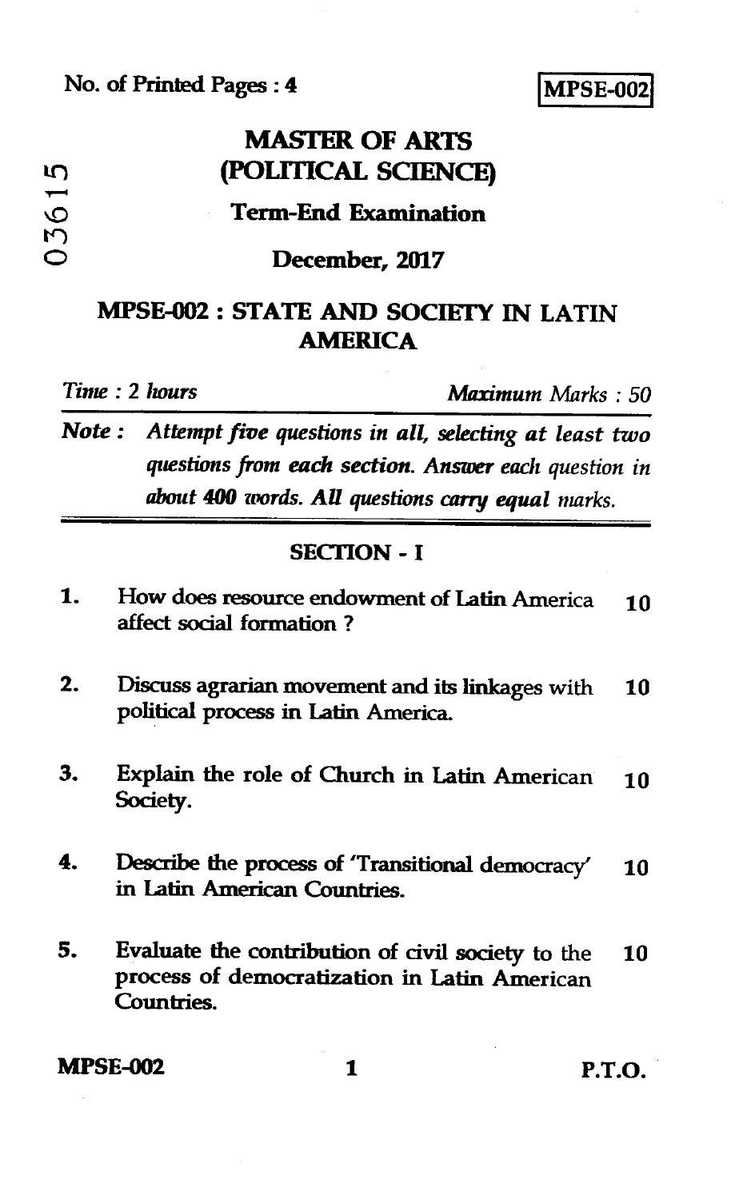No. of Printed Pages : 4

**MPSE-002**

03615

# MASTER OF ARTS (POLITICAL SCIENCE)

## Term-End Examination

## December, 2017

## MPSE-002 : STATE AND SOCIETY IN LATIN AMERICA

*Time : 2 hours* *Maximum Marks : 50*

***Note :*** *Attempt five questions in all, selecting at least two questions from each section. Answer each question in about 400 words. All questions carry equal marks.*

### SECTION - I

1. How does resource endowment of Latin America affect social formation ? **10**

2. Discuss agrarian movement and its linkages with political process in Latin America. **10**

3. Explain the role of Church in Latin American Society. **10**

4. Describe the process of 'Transitional democracy' in Latin American Countries. **10**

5. Evaluate the contribution of civil society to the process of democratization in Latin American Countries. **10**

**MPSE-002** P.T.O.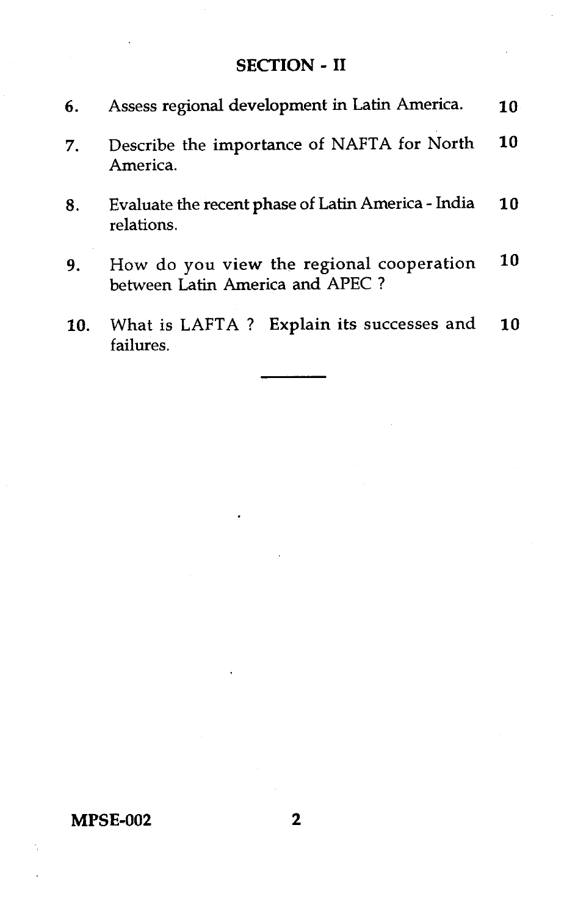## SECTION - II

6. Assess regional development in Latin America. 10

7. Describe the importance of NAFTA for North America. 10

8. Evaluate the recent phase of Latin America - India relations. 10

9. How do you view the regional cooperation between Latin America and APEC ? 10

10. What is LAFTA ? Explain its successes and failures. 10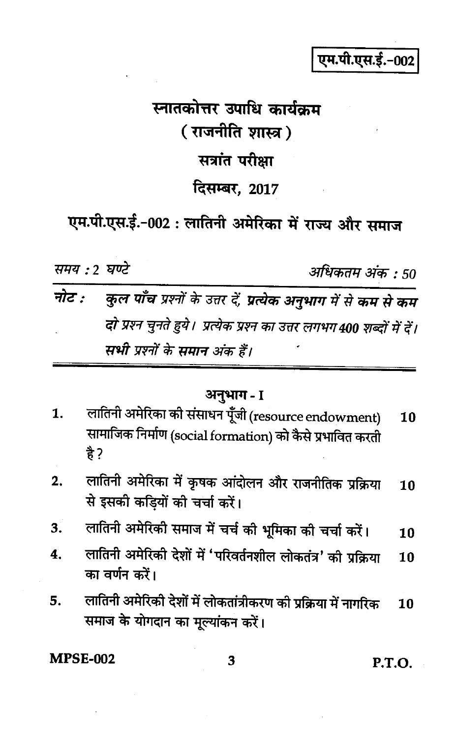एम.पी.एस.ई.-002

# स्नातकोत्तर उपाधि कार्यक्रम

## ( राजनीति शास्त्र )

## सत्रांत परीक्षा

## दिसम्बर, 2017

## एम.पी.एस.ई.-002 : लातिनी अमेरिका में राज्य और समाज

*समय : 2 घण्टे* *अधिकतम अंक : 50*

***नोट :*** *कुल **पाँच** प्रश्नों के उत्तर दें, **प्रत्येक अनुभाग में से कम से कम दो** प्रश्न चुनते हुये। प्रत्येक प्रश्न का उत्तर लगभग **400** शब्दों में दें। **सभी** प्रश्नों के **समान** अंक हैं।*

### अनुभाग - I

1. लातिनी अमेरिका की संसाधन पूँजी (resource endowment) सामाजिक निर्माण (social formation) को कैसे प्रभावित करती है? **10**

2. लातिनी अमेरिका में कृषक आंदोलन और राजनीतिक प्रक्रिया से इसकी कड़ियों की चर्चा करें। **10**

3. लातिनी अमेरिकी समाज में चर्च की भूमिका की चर्चा करें। **10**

4. लातिनी अमेरिकी देशों में 'परिवर्तनशील लोकतंत्र' की प्रक्रिया का वर्णन करें। **10**

5. लातिनी अमेरिकी देशों में लोकतांत्रीकरण की प्रक्रिया में नागरिक समाज के योगदान का मूल्यांकन करें। **10**

P.T.O.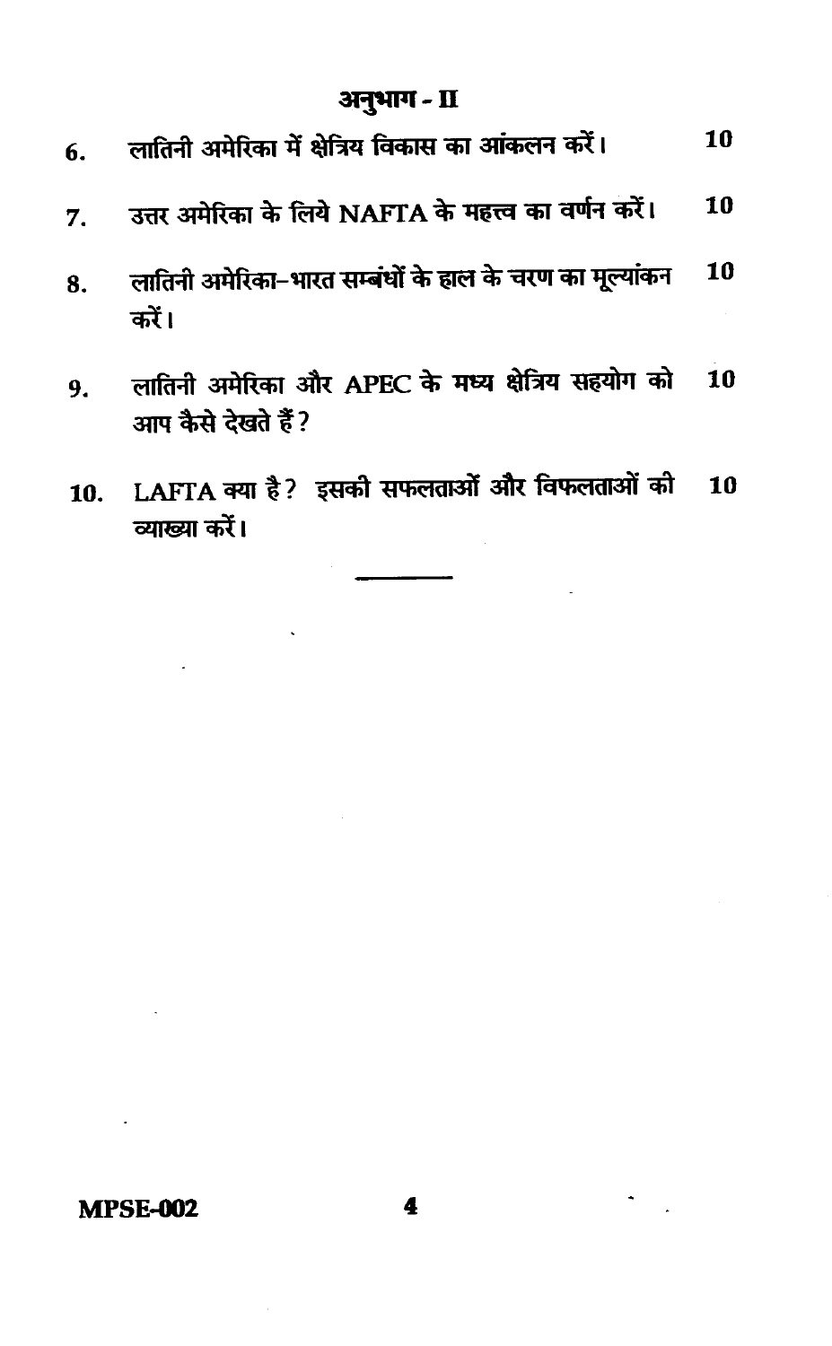## अनुभाग - II

6. लातिनी अमेरिका में क्षेत्रिय विकास का आंकलन करें। 10

7. उत्तर अमेरिका के लिये NAFTA के महत्त्व का वर्णन करें। 10

8. लातिनी अमेरिका–भारत सम्बंधों के हाल के चरण का मूल्यांकन करें। 10

9. लातिनी अमेरिका और APEC के मध्य क्षेत्रिय सहयोग को आप कैसे देखते हैं? 10

10. LAFTA क्या है? इसकी सफलताओं और विफलताओं की व्याख्या करें। 10

---

MPSE-002